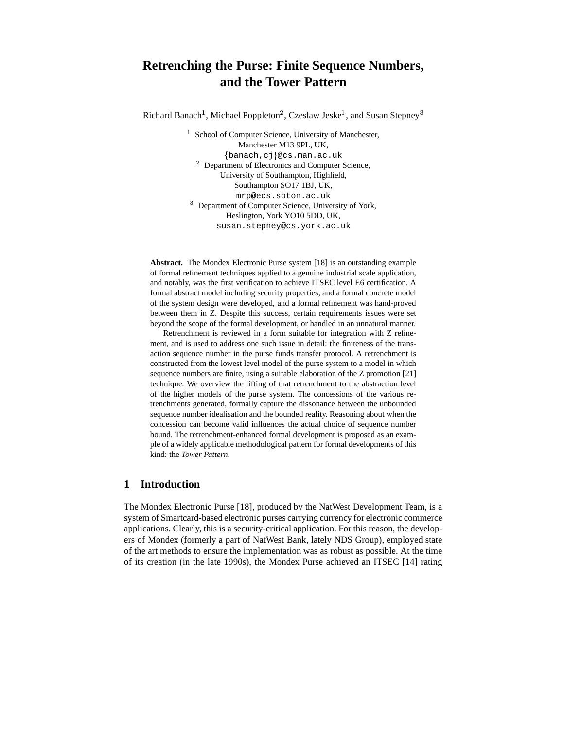# Retrenching the Purse: Finite Sequence Numbers, and the Tower Pattern

Richard Banach[1], Michael Poppleton[2], Czeslaw Jeske[1], and Susan Stepney[3]

[1] School of Computer Science, University of Manchester,
Manchester M13 9PL, UK,
{banach,cj}@cs.man.ac.uk

[2] Department of Electronics and Computer Science,
University of Southampton, Highfield,
Southampton SO17 1BJ, UK,
mrp@ecs.soton.ac.uk

[3] Department of Computer Science, University of York,
Heslington, York YO10 5DD, UK,
susan.stepney@cs.york.ac.uk

**Abstract.** The Mondex Electronic Purse system [18] is an outstanding example of formal refinement techniques applied to a genuine industrial scale application, and notably, was the first verification to achieve ITSEC level E6 certification. A formal abstract model including security properties, and a formal concrete model of the system design were developed, and a formal refinement was hand-proved between them in Z. Despite this success, certain requirements issues were set beyond the scope of the formal development, or handled in an unnatural manner.

Retrenchment is reviewed in a form suitable for integration with Z refinement, and is used to address one such issue in detail: the finiteness of the transaction sequence number in the purse funds transfer protocol. A retrenchment is constructed from the lowest level model of the purse system to a model in which sequence numbers are finite, using a suitable elaboration of the Z promotion [21] technique. We overview the lifting of that retrenchment to the abstraction level of the higher models of the purse system. The concessions of the various retrenchments generated, formally capture the dissonance between the unbounded sequence number idealisation and the bounded reality. Reasoning about when the concession can become valid influences the actual choice of sequence number bound. The retrenchment-enhanced formal development is proposed as an example of a widely applicable methodological pattern for formal developments of this kind: the *Tower Pattern*.

## 1 Introduction

The Mondex Electronic Purse [18], produced by the NatWest Development Team, is a system of Smartcard-based electronic purses carrying currency for electronic commerce applications. Clearly, this is a security-critical application. For this reason, the developers of Mondex (formerly a part of NatWest Bank, lately NDS Group), employed state of the art methods to ensure the implementation was as robust as possible. At the time of its creation (in the late 1990s), the Mondex Purse achieved an ITSEC [14] rating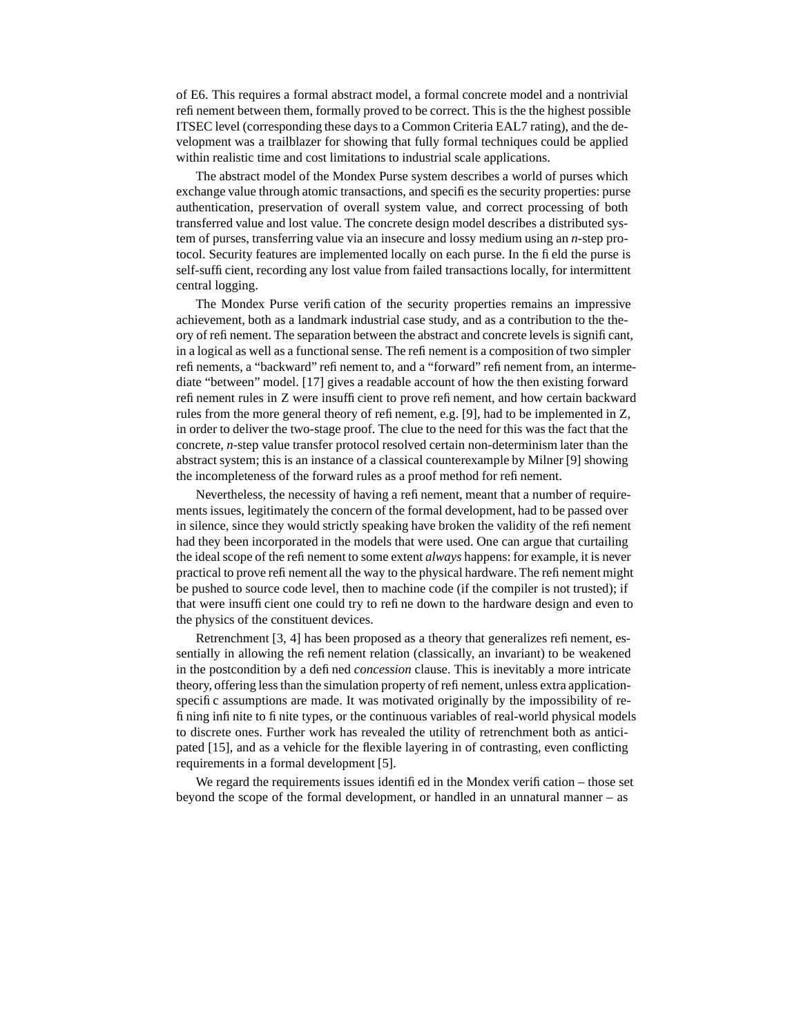of E6. This requires a formal abstract model, a formal concrete model and a nontrivial refinement between them, formally proved to be correct. This is the the highest possible ITSEC level (corresponding these days to a Common Criteria EAL7 rating), and the development was a trailblazer for showing that fully formal techniques could be applied within realistic time and cost limitations to industrial scale applications.

The abstract model of the Mondex Purse system describes a world of purses which exchange value through atomic transactions, and specifies the security properties: purse authentication, preservation of overall system value, and correct processing of both transferred value and lost value. The concrete design model describes a distributed system of purses, transferring value via an insecure and lossy medium using an *n*-step protocol. Security features are implemented locally on each purse. In the field the purse is self-sufficient, recording any lost value from failed transactions locally, for intermittent central logging.

The Mondex Purse verification of the security properties remains an impressive achievement, both as a landmark industrial case study, and as a contribution to the theory of refinement. The separation between the abstract and concrete levels is significant, in a logical as well as a functional sense. The refinement is a composition of two simpler refinements, a "backward" refinement to, and a "forward" refinement from, an intermediate "between" model. [17] gives a readable account of how the then existing forward refinement rules in Z were insufficient to prove refinement, and how certain backward rules from the more general theory of refinement, e.g. [9], had to be implemented in Z, in order to deliver the two-stage proof. The clue to the need for this was the fact that the concrete, *n*-step value transfer protocol resolved certain non-determinism later than the abstract system; this is an instance of a classical counterexample by Milner [9] showing the incompleteness of the forward rules as a proof method for refinement.

Nevertheless, the necessity of having a refinement, meant that a number of requirements issues, legitimately the concern of the formal development, had to be passed over in silence, since they would strictly speaking have broken the validity of the refinement had they been incorporated in the models that were used. One can argue that curtailing the ideal scope of the refinement to some extent *always* happens: for example, it is never practical to prove refinement all the way to the physical hardware. The refinement might be pushed to source code level, then to machine code (if the compiler is not trusted); if that were insufficient one could try to refine down to the hardware design and even to the physics of the constituent devices.

Retrenchment [3, 4] has been proposed as a theory that generalizes refinement, essentially in allowing the refinement relation (classically, an invariant) to be weakened in the postcondition by a defined *concession* clause. This is inevitably a more intricate theory, offering less than the simulation property of refinement, unless extra application-specific assumptions are made. It was motivated originally by the impossibility of refining infinite to finite types, or the continuous variables of real-world physical models to discrete ones. Further work has revealed the utility of retrenchment both as anticipated [15], and as a vehicle for the flexible layering in of contrasting, even conflicting requirements in a formal development [5].

We regard the requirements issues identified in the Mondex verification – those set beyond the scope of the formal development, or handled in an unnatural manner – as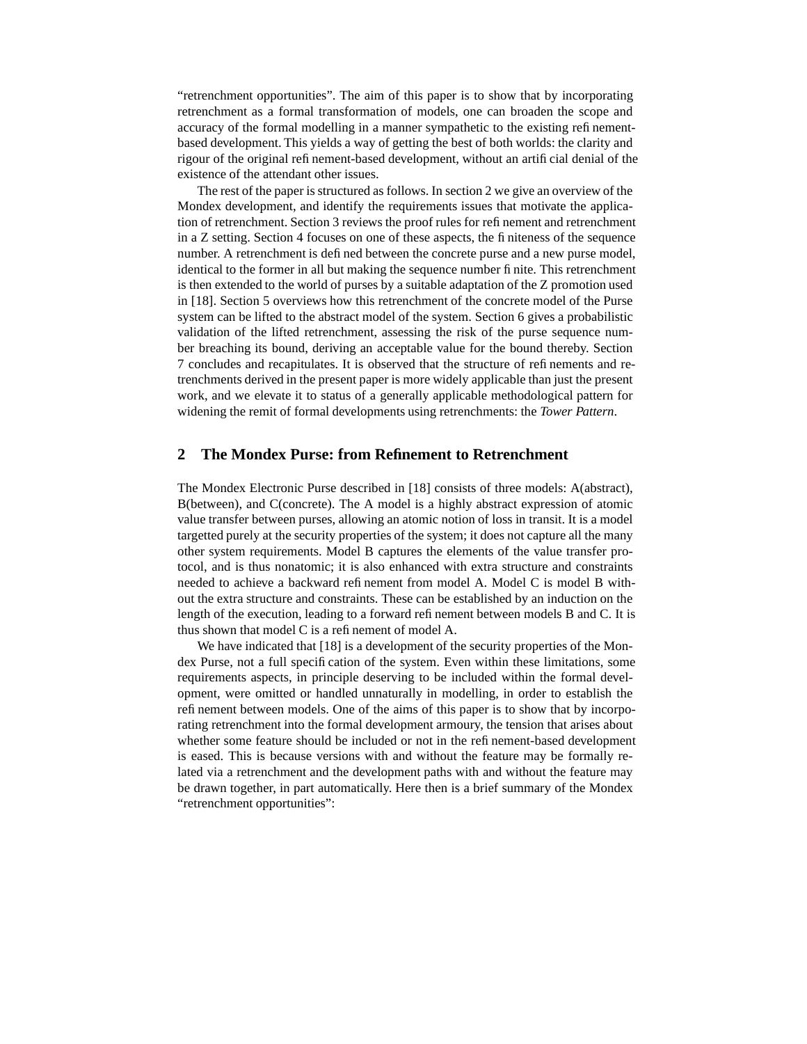"retrenchment opportunities". The aim of this paper is to show that by incorporating retrenchment as a formal transformation of models, one can broaden the scope and accuracy of the formal modelling in a manner sympathetic to the existing refinement-based development. This yields a way of getting the best of both worlds: the clarity and rigour of the original refinement-based development, without an artificial denial of the existence of the attendant other issues.

The rest of the paper is structured as follows. In section 2 we give an overview of the Mondex development, and identify the requirements issues that motivate the application of retrenchment. Section 3 reviews the proof rules for refinement and retrenchment in a Z setting. Section 4 focuses on one of these aspects, the finiteness of the sequence number. A retrenchment is defined between the concrete purse and a new purse model, identical to the former in all but making the sequence number finite. This retrenchment is then extended to the world of purses by a suitable adaptation of the Z promotion used in [18]. Section 5 overviews how this retrenchment of the concrete model of the Purse system can be lifted to the abstract model of the system. Section 6 gives a probabilistic validation of the lifted retrenchment, assessing the risk of the purse sequence number breaching its bound, deriving an acceptable value for the bound thereby. Section 7 concludes and recapitulates. It is observed that the structure of refinements and retrenchments derived in the present paper is more widely applicable than just the present work, and we elevate it to status of a generally applicable methodological pattern for widening the remit of formal developments using retrenchments: the *Tower Pattern*.

## 2 The Mondex Purse: from Refinement to Retrenchment

The Mondex Electronic Purse described in [18] consists of three models: A(abstract), B(between), and C(concrete). The A model is a highly abstract expression of atomic value transfer between purses, allowing an atomic notion of loss in transit. It is a model targetted purely at the security properties of the system; it does not capture all the many other system requirements. Model B captures the elements of the value transfer protocol, and is thus nonatomic; it is also enhanced with extra structure and constraints needed to achieve a backward refinement from model A. Model C is model B without the extra structure and constraints. These can be established by an induction on the length of the execution, leading to a forward refinement between models B and C. It is thus shown that model C is a refinement of model A.

We have indicated that [18] is a development of the security properties of the Mondex Purse, not a full specification of the system. Even within these limitations, some requirements aspects, in principle deserving to be included within the formal development, were omitted or handled unnaturally in modelling, in order to establish the refinement between models. One of the aims of this paper is to show that by incorporating retrenchment into the formal development armoury, the tension that arises about whether some feature should be included or not in the refinement-based development is eased. This is because versions with and without the feature may be formally related via a retrenchment and the development paths with and without the feature may be drawn together, in part automatically. Here then is a brief summary of the Mondex "retrenchment opportunities":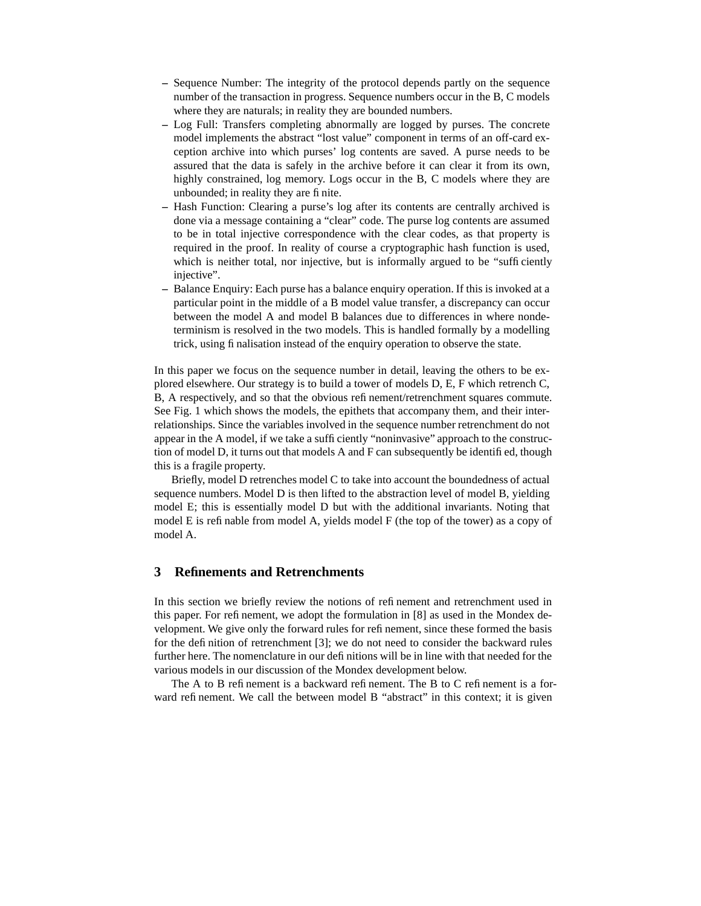- Sequence Number: The integrity of the protocol depends partly on the sequence number of the transaction in progress. Sequence numbers occur in the B, C models where they are naturals; in reality they are bounded numbers.
- Log Full: Transfers completing abnormally are logged by purses. The concrete model implements the abstract "lost value" component in terms of an off-card exception archive into which purses' log contents are saved. A purse needs to be assured that the data is safely in the archive before it can clear it from its own, highly constrained, log memory. Logs occur in the B, C models where they are unbounded; in reality they are finite.
- Hash Function: Clearing a purse's log after its contents are centrally archived is done via a message containing a "clear" code. The purse log contents are assumed to be in total injective correspondence with the clear codes, as that property is required in the proof. In reality of course a cryptographic hash function is used, which is neither total, nor injective, but is informally argued to be "sufficiently injective".
- Balance Enquiry: Each purse has a balance enquiry operation. If this is invoked at a particular point in the middle of a B model value transfer, a discrepancy can occur between the model A and model B balances due to differences in where nondeterminism is resolved in the two models. This is handled formally by a modelling trick, using finalisation instead of the enquiry operation to observe the state.

In this paper we focus on the sequence number in detail, leaving the others to be explored elsewhere. Our strategy is to build a tower of models D, E, F which retrench C, B, A respectively, and so that the obvious refinement/retrenchment squares commute. See Fig. 1 which shows the models, the epithets that accompany them, and their interrelationships. Since the variables involved in the sequence number retrenchment do not appear in the A model, if we take a sufficiently "noninvasive" approach to the construction of model D, it turns out that models A and F can subsequently be identified, though this is a fragile property.

Briefly, model D retrenches model C to take into account the boundedness of actual sequence numbers. Model D is then lifted to the abstraction level of model B, yielding model E; this is essentially model D but with the additional invariants. Noting that model E is refinable from model A, yields model F (the top of the tower) as a copy of model A.

## 3 Refinements and Retrenchments

In this section we briefly review the notions of refinement and retrenchment used in this paper. For refinement, we adopt the formulation in [8] as used in the Mondex development. We give only the forward rules for refinement, since these formed the basis for the definition of retrenchment [3]; we do not need to consider the backward rules further here. The nomenclature in our definitions will be in line with that needed for the various models in our discussion of the Mondex development below.

The A to B refinement is a backward refinement. The B to C refinement is a forward refinement. We call the between model B "abstract" in this context; it is given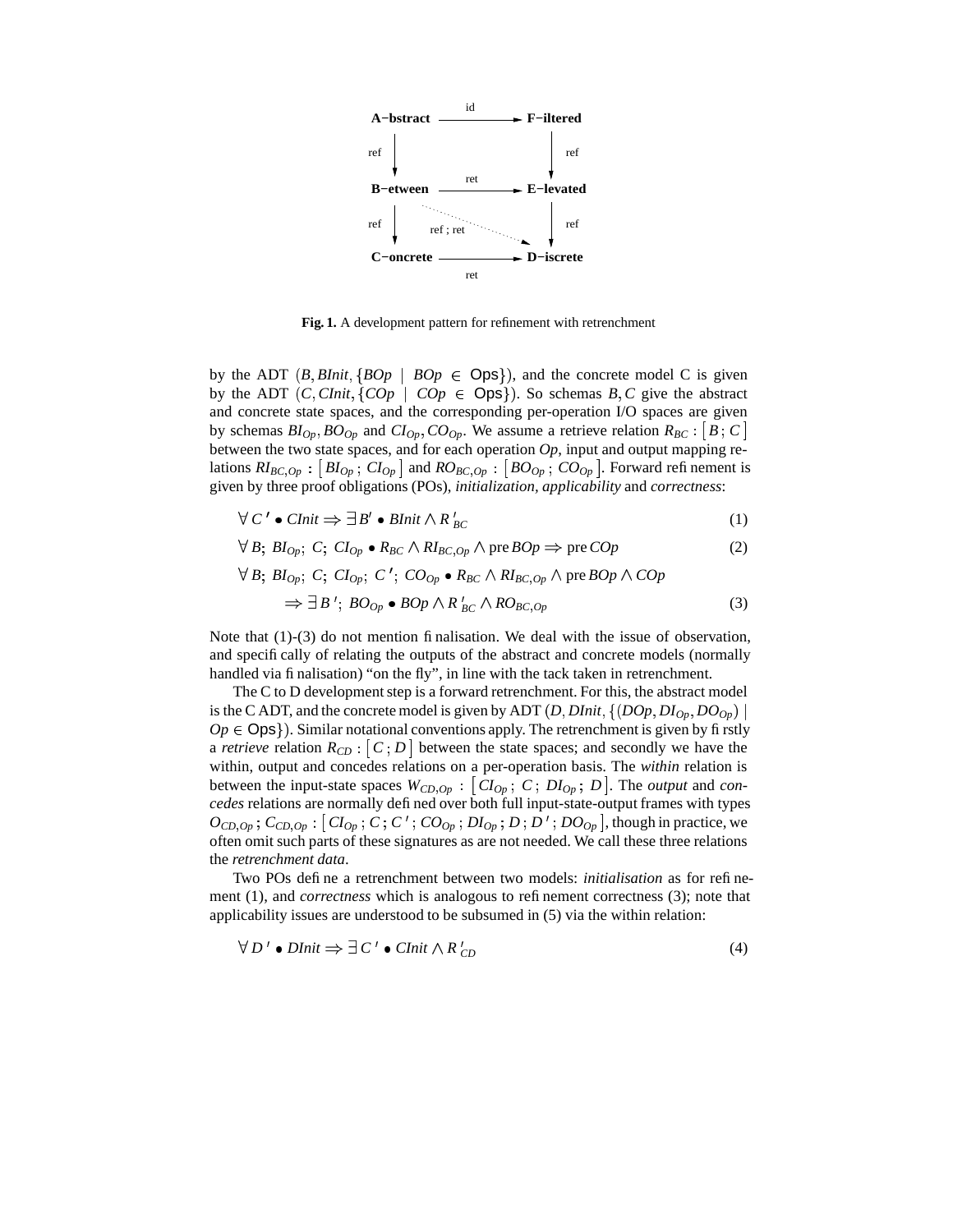A−bstract —id→ F−iltered

A−bstract —ref→ B−etween; F−iltered —ref→ E−levated

B−etween —ret→ E−levated

B−etween —ref→ C−oncrete; E−levated —ref→ D−iscrete; B−etween ⋯ref ; ret⋯→ D−iscrete

C−oncrete —ret→ D−iscrete

**Fig. 1.** A development pattern for refinement with retrenchment

by the ADT $(B, BInit, \{BOp \mid BOp \in \mathsf{Ops}\})$, and the concrete model C is given by the ADT $(C, CInit, \{COp \mid COp \in \mathsf{Ops}\})$. So schemas $B, C$ give the abstract and concrete state spaces, and the corresponding per-operation I/O spaces are given by schemas $BI_{Op}, BO_{Op}$ and $CI_{Op}, CO_{Op}$. We assume a retrieve relation $R_{BC} : [\, B \, ; C \,]$ between the two state spaces, and for each operation $Op$, input and output mapping relations $RI_{BC,Op} : [\, BI_{Op} \, ; CI_{Op} \,]$ and $RO_{BC,Op} : [\, BO_{Op} \, ; CO_{Op} \,]$. Forward refinement is given by three proof obligations (POs), *initialization*, *applicability* and *correctness*:

$$\forall\, C\,' \bullet CInit \Rightarrow \exists\, B' \bullet BInit \wedge R\,'_{BC} \tag{1}$$

$$\forall\, B;\ BI_{Op};\ C;\ CI_{Op} \bullet R_{BC} \wedge RI_{BC,Op} \wedge \operatorname{pre} BOp \Rightarrow \operatorname{pre} COp \tag{2}$$

$$\forall\, B;\ BI_{Op};\ C;\ CI_{Op};\ C\,';\ CO_{Op} \bullet R_{BC} \wedge RI_{BC,Op} \wedge \operatorname{pre} BOp \wedge COp$$
$$\Rightarrow \exists\, B\,';\ BO_{Op} \bullet BOp \wedge R\,'_{BC} \wedge RO_{BC,Op} \tag{3}$$

Note that (1)-(3) do not mention finalisation. We deal with the issue of observation, and specifically of relating the outputs of the abstract and concrete models (normally handled via finalisation) "on the fly", in line with the tack taken in retrenchment.

The C to D development step is a forward retrenchment. For this, the abstract model is the C ADT, and the concrete model is given by ADT $(D, DInit, \{(DOp, DI_{Op}, DO_{Op}) \mid Op \in \mathsf{Ops}\})$. Similar notational conventions apply. The retrenchment is given by firstly a *retrieve* relation $R_{CD} : [\, C \, ; D \,]$ between the state spaces; and secondly we have the within, output and concedes relations on a per-operation basis. The *within* relation is between the input-state spaces $W_{CD,Op} : [\, CI_{Op} \, ; \, C \, ; \, DI_{Op} \, ; \, D \,]$. The *output* and *concedes* relations are normally defined over both full input-state-output frames with types $O_{CD,Op} \, ; C_{CD,Op} : [\, CI_{Op} \, ; C \, ; C\,' \, ; CO_{Op} \, ; DI_{Op} \, ; D \, ; D\,' \, ; DO_{Op} \,]$, though in practice, we often omit such parts of these signatures as are not needed. We call these three relations the *retrenchment data*.

Two POs define a retrenchment between two models: *initialisation* as for refinement (1), and *correctness* which is analogous to refinement correctness (3); note that applicability issues are understood to be subsumed in (5) via the within relation:

$$\forall\, D\,' \bullet DInit \Rightarrow \exists\, C\,' \bullet CInit \wedge R\,'_{CD} \tag{4}$$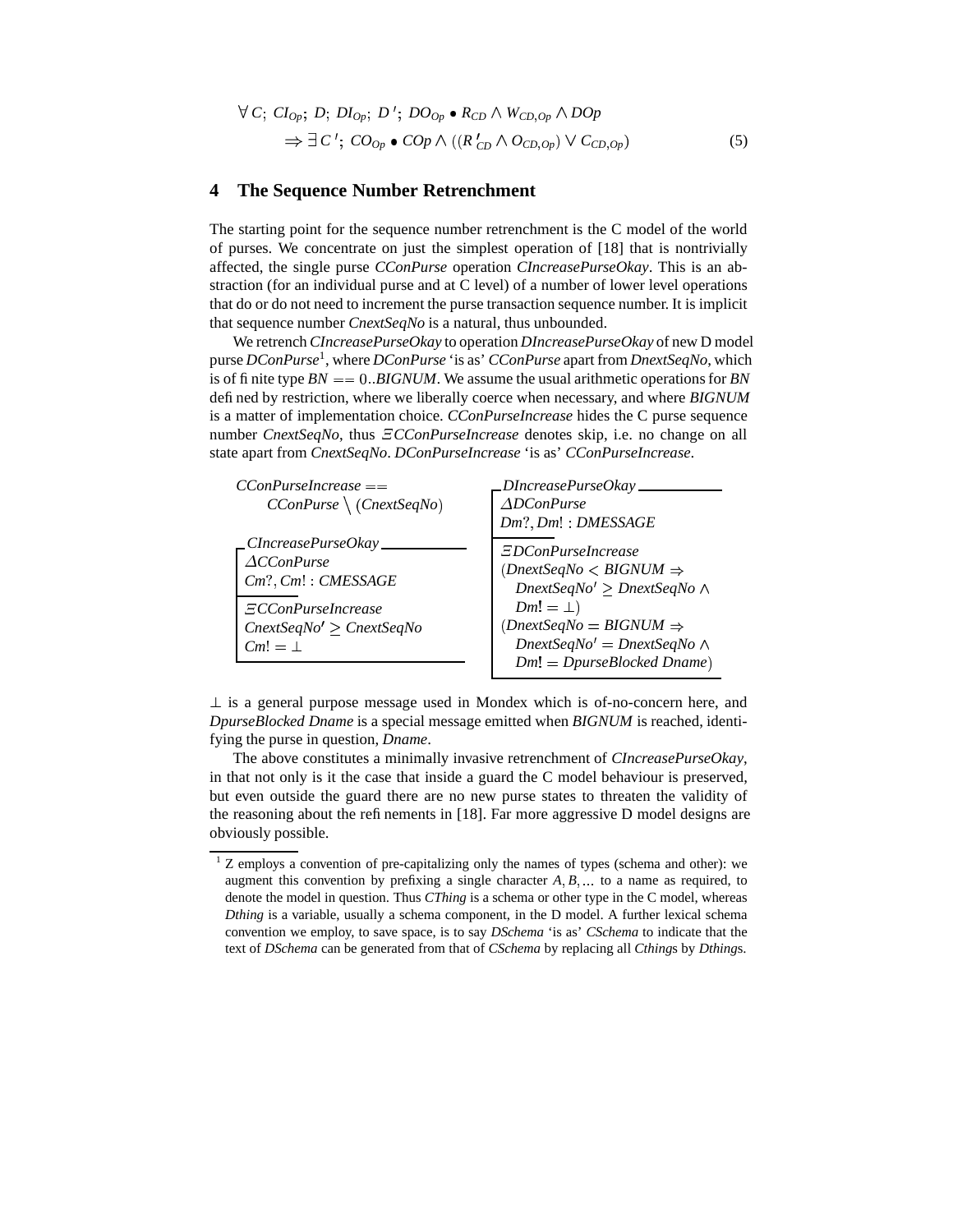$$\forall C;\ CI_{Op};\ D;\ DI_{Op};\ D';\ DO_{Op} \bullet R_{CD} \wedge W_{CD,Op} \wedge DOp$$
$$\Rightarrow \exists C';\ CO_{Op} \bullet COp \wedge ((R'_{CD} \wedge O_{CD,Op}) \vee C_{CD,Op}) \qquad (5)$$

## 4 The Sequence Number Retrenchment

The starting point for the sequence number retrenchment is the C model of the world of purses. We concentrate on just the simplest operation of [18] that is nontrivially affected, the single purse *CConPurse* operation *CIncreasePurseOkay*. This is an abstraction (for an individual purse and at C level) of a number of lower level operations that do or do not need to increment the purse transaction sequence number. It is implicit that sequence number *CnextSeqNo* is a natural, thus unbounded.

We retrench *CIncreasePurseOkay* to operation *DIncreasePurseOkay* of new D model purse *DConPurse*[1], where *DConPurse* 'is as' *CConPurse* apart from *DnextSeqNo*, which is of finite type $BN == 0..BIGNUM$. We assume the usual arithmetic operations for *BN* defined by restriction, where we liberally coerce when necessary, and where *BIGNUM* is a matter of implementation choice. *CConPurseIncrease* hides the C purse sequence number *CnextSeqNo*, thus $\Xi$*CConPurseIncrease* denotes skip, i.e. no change on all state apart from *CnextSeqNo*. *DConPurseIncrease* 'is as' *CConPurseIncrease*.

$CConPurseIncrease ==$
$\quad CConPurse \setminus (CnextSeqNo)$

```
┌ CIncreasePurseOkay ─────────
│ ΔCConPurse
│ Cm?, Cm! : CMESSAGE
├─────────
│ ΞCConPurseIncrease
│ CnextSeqNo' ≥ CnextSeqNo
│ Cm! = ⊥
└─────────────────────────────
```

```
┌ DIncreasePurseOkay ─────────
│ ΔDConPurse
│ Dm?, Dm! : DMESSAGE
├─────────
│ ΞDConPurseIncrease
│ (DnextSeqNo < BIGNUM ⇒
│    DnextSeqNo' ≥ DnextSeqNo ∧
│    Dm! = ⊥)
│ (DnextSeqNo = BIGNUM ⇒
│    DnextSeqNo' = DnextSeqNo ∧
│    Dm! = DpurseBlocked Dname)
└─────────────────────────────
```

$\bot$ is a general purpose message used in Mondex which is of-no-concern here, and *DpurseBlocked Dname* is a special message emitted when *BIGNUM* is reached, identifying the purse in question, *Dname*.

The above constitutes a minimally invasive retrenchment of *CIncreasePurseOkay*, in that not only is it the case that inside a guard the C model behaviour is preserved, but even outside the guard there are no new purse states to threaten the validity of the reasoning about the refinements in [18]. Far more aggressive D model designs are obviously possible.

---

[1] Z employs a convention of pre-capitalizing only the names of types (schema and other): we augment this convention by prefixing a single character $A, B, \ldots$ to a name as required, to denote the model in question. Thus *CThing* is a schema or other type in the C model, whereas *Dthing* is a variable, usually a schema component, in the D model. A further lexical schema convention we employ, to save space, is to say *DSchema* 'is as' *CSchema* to indicate that the text of *DSchema* can be generated from that of *CSchema* by replacing all *Cthing*s by *Dthing*s.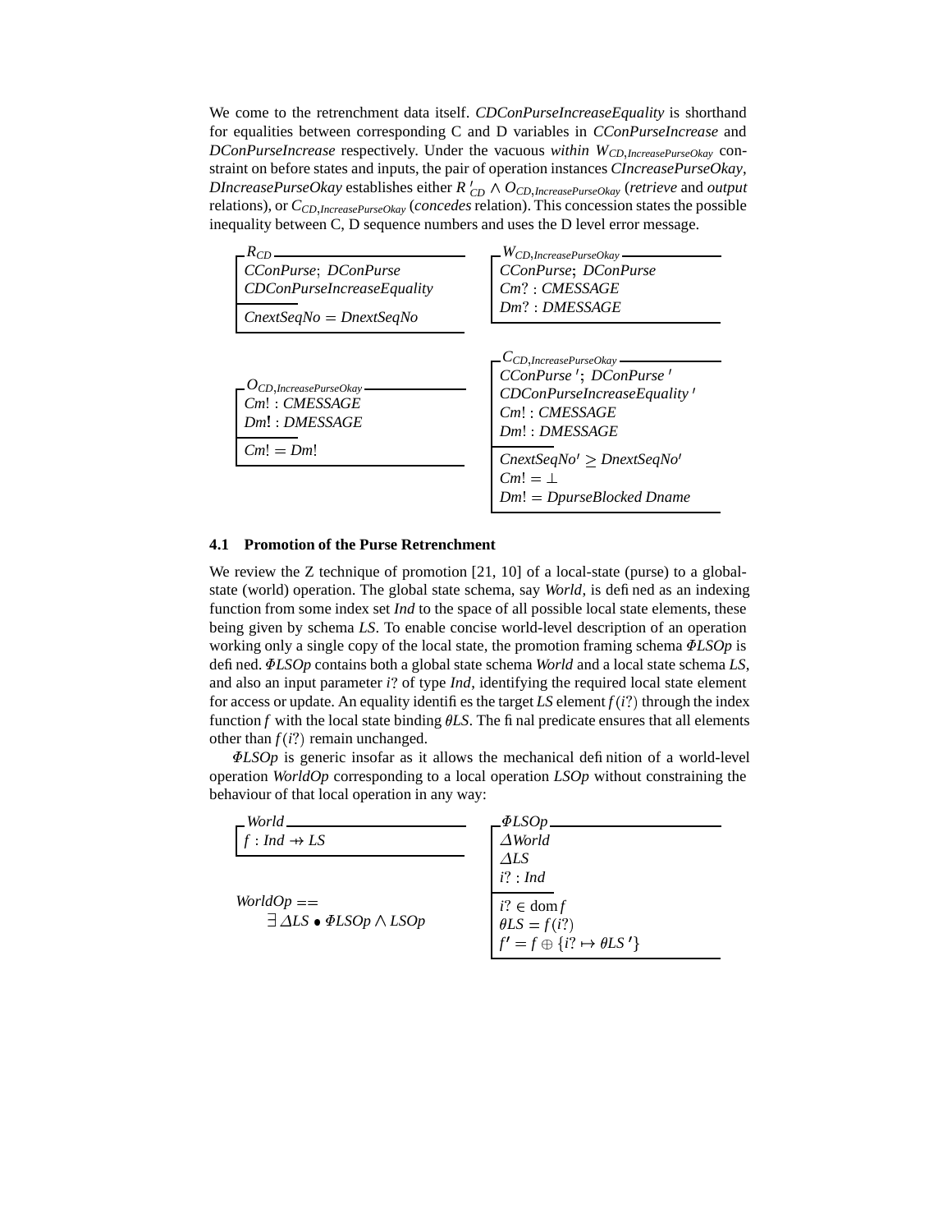We come to the retrenchment data itself. *CDConPurseIncreaseEquality* is shorthand for equalities between corresponding C and D variables in *CConPurseIncrease* and *DConPurseIncrease* respectively. Under the vacuous *within* $W_{CD,IncreasePurseOkay}$ constraint on before states and inputs, the pair of operation instances *CIncreasePurseOkay*, *DIncreasePurseOkay* establishes either $R\,'_{CD} \wedge O_{CD,IncreasePurseOkay}$ (*retrieve* and *output* relations), or $C_{CD,IncreasePurseOkay}$ (*concedes* relation). This concession states the possible inequality between C, D sequence numbers and uses the D level error message.

```
┌─ R_CD ───────────────────────────
│ CConPurse; DConPurse
│ CDConPurseIncreaseEquality
├──────────
│ CnextSeqNo = DnextSeqNo
└──────────────────────────────────
```

```
┌─ W_CD,IncreasePurseOkay ─────────
│ CConPurse; DConPurse
│ Cm? : CMESSAGE
│ Dm? : DMESSAGE
└──────────────────────────────────
```

```
┌─ O_CD,IncreasePurseOkay ─────────
│ Cm! : CMESSAGE
│ Dm! : DMESSAGE
├──────────
│ Cm! = Dm!
└──────────────────────────────────
```

```
┌─ C_CD,IncreasePurseOkay ─────────
│ CConPurse'; DConPurse'
│ CDConPurseIncreaseEquality'
│ Cm! : CMESSAGE
│ Dm! : DMESSAGE
├──────────
│ CnextSeqNo' ≥ DnextSeqNo'
│ Cm! = ⊥
│ Dm! = DpurseBlocked Dname
└──────────────────────────────────
```

### 4.1 Promotion of the Purse Retrenchment

We review the Z technique of promotion [21, 10] of a local-state (purse) to a global-state (world) operation. The global state schema, say *World*, is defined as an indexing function from some index set *Ind* to the space of all possible local state elements, these being given by schema *LS*. To enable concise world-level description of an operation working only a single copy of the local state, the promotion framing schema *ΦLSOp* is defined. *ΦLSOp* contains both a global state schema *World* and a local state schema *LS*, and also an input parameter $i?$ of type *Ind*, identifying the required local state element for access or update. An equality identifies the target *LS* element $f(i?)$ through the index function $f$ with the local state binding $\theta LS$. The final predicate ensures that all elements other than $f(i?)$ remain unchanged.

*ΦLSOp* is generic insofar as it allows the mechanical definition of a world-level operation *WorldOp* corresponding to a local operation *LSOp* without constraining the behaviour of that local operation in any way:

```
┌─ World ──────────────────────────
│ f : Ind ⇸ LS
└──────────────────────────────────
```

$$WorldOp == \exists\, \Delta LS \bullet \Phi LSOp \wedge LSOp$$

```
┌─ ΦLSOp ──────────────────────────
│ ΔWorld
│ ΔLS
│ i? : Ind
├──────────
│ i? ∈ dom f
│ θLS = f(i?)
│ f' = f ⊕ {i? ↦ θLS'}
└──────────────────────────────────
```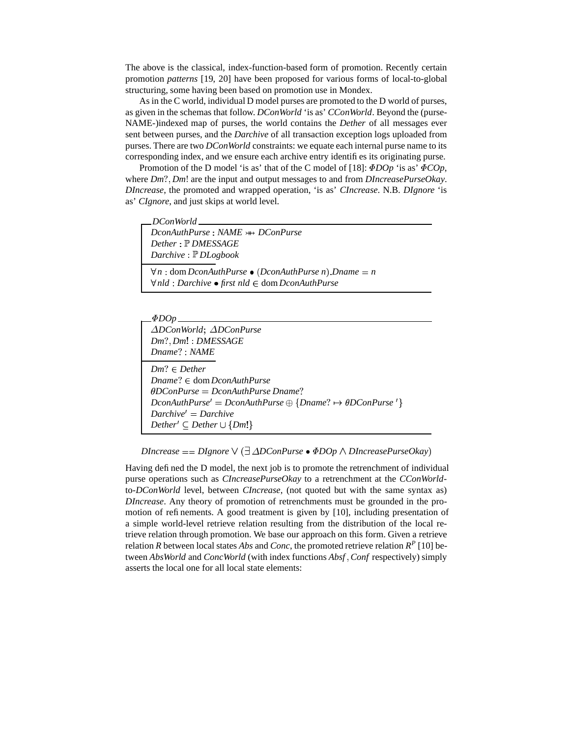The above is the classical, index-function-based form of promotion. Recently certain promotion *patterns* [19, 20] have been proposed for various forms of local-to-global structuring, some having been based on promotion use in Mondex.

As in the C world, individual D model purses are promoted to the D world of purses, as given in the schemas that follow. *DConWorld* 'is as' *CConWorld*. Beyond the (purse-NAME-)indexed map of purses, the world contains the *Dether* of all messages ever sent between purses, and the *Darchive* of all transaction exception logs uploaded from purses. There are two *DConWorld* constraints: we equate each internal purse name to its corresponding index, and we ensure each archive entry identifies its originating purse.

Promotion of the D model 'is as' that of the C model of [18]: $\Phi DOp$ 'is as' $\Phi COp$, where $Dm?, Dm!$ are the input and output messages to and from *DIncreasePurseOkay*. *DIncrease*, the promoted and wrapped operation, 'is as' *CIncrease*. N.B. *DIgnore* 'is as' *CIgnore*, and just skips at world level.

**DConWorld**

$$
\begin{array}{l}
DconAuthPurse : NAME \rightarrowtail\!\!\!\!\!\rightarrow\!\!\!\!\!\!+\ DConPurse \\
Dether : \mathbb{P}\, DMESSAGE \\
Darchive : \mathbb{P}\, DLogbook \\
\hline
\forall n : \operatorname{dom} DconAuthPurse \bullet (DconAuthPurse\ n).Dname = n \\
\forall nld : Darchive \bullet first\ nld \in \operatorname{dom} DconAuthPurse
\end{array}
$$

**$\Phi DOp$**

$$
\begin{array}{l}
\Delta DConWorld;\ \Delta DConPurse \\
Dm?, Dm! : DMESSAGE \\
Dname? : NAME \\
\hline
Dm? \in Dether \\
Dname? \in \operatorname{dom} DconAuthPurse \\
\theta DConPurse = DconAuthPurse\ Dname? \\
DconAuthPurse' = DconAuthPurse \oplus \{Dname? \mapsto \theta DConPurse\,'\} \\
Darchive' = Darchive \\
Dether' \subseteq Dether \cup \{Dm!\}
\end{array}
$$

$$DIncrease == DIgnore \vee (\exists\, \Delta DConPurse \bullet \Phi DOp \wedge DIncreasePurseOkay)$$

Having defined the D model, the next job is to promote the retrenchment of individual purse operations such as *CIncreasePurseOkay* to a retrenchment at the *CConWorld*-to-*DConWorld* level, between *CIncrease*, (not quoted but with the same syntax as) *DIncrease*. Any theory of promotion of retrenchments must be grounded in the promotion of refinements. A good treatment is given by [10], including presentation of a simple world-level retrieve relation resulting from the distribution of the local retrieve relation through promotion. We base our approach on this form. Given a retrieve relation $R$ between local states *Abs* and *Conc*, the promoted retrieve relation $R^P$ [10] between *AbsWorld* and *ConcWorld* (with index functions *Absf*, *Conf* respectively) simply asserts the local one for all local state elements: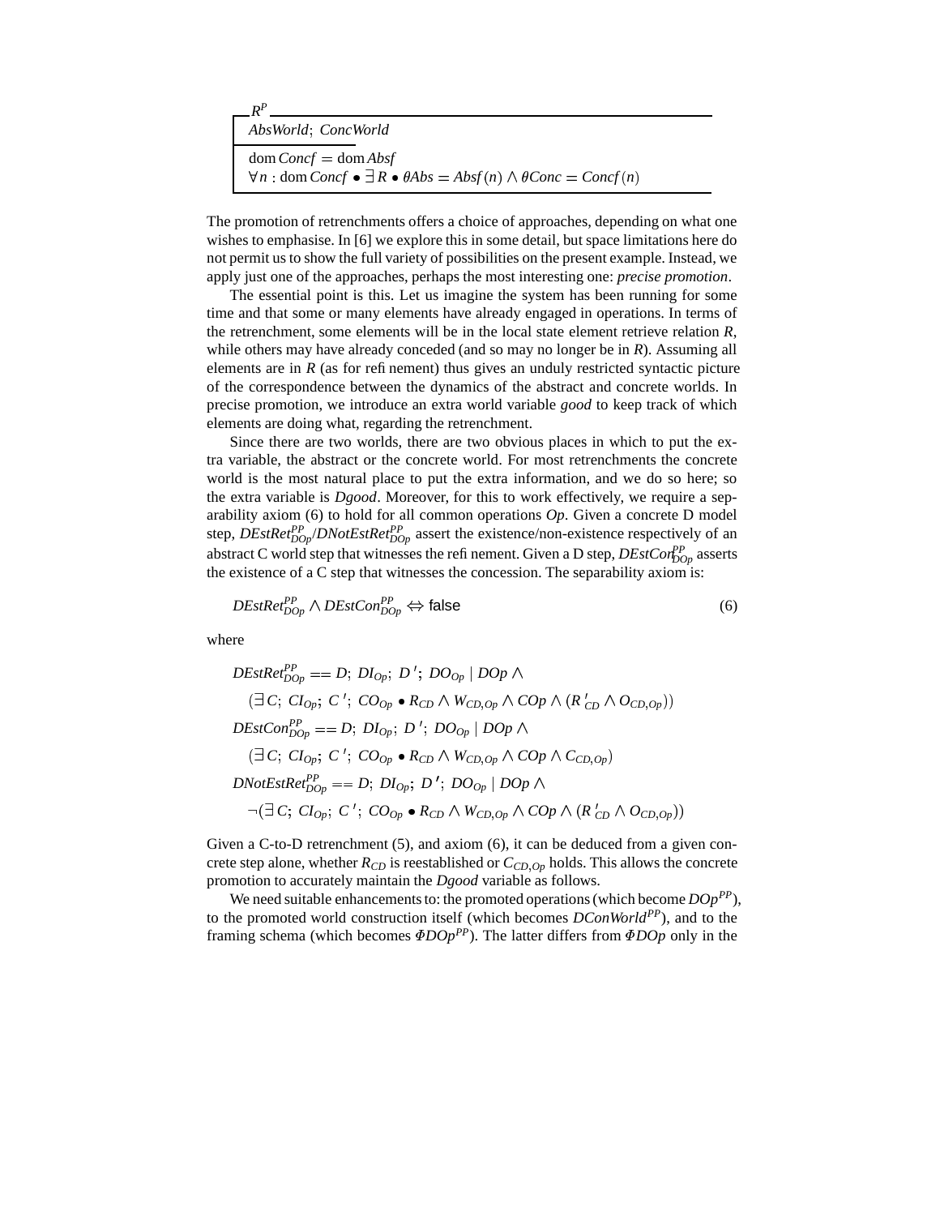$$
\begin{array}{|l}
\hline
R^P \\
\hline
AbsWorld;\ ConcWorld \\
\hline
\mathrm{dom}\, Concf = \mathrm{dom}\, Absf \\
\forall n : \mathrm{dom}\, Concf \bullet \exists R \bullet \theta Abs = Absf(n) \land \theta Conc = Concf(n) \\
\hline
\end{array}
$$

The promotion of retrenchments offers a choice of approaches, depending on what one wishes to emphasise. In [6] we explore this in some detail, but space limitations here do not permit us to show the full variety of possibilities on the present example. Instead, we apply just one of the approaches, perhaps the most interesting one: *precise promotion*.

The essential point is this. Let us imagine the system has been running for some time and that some or many elements have already engaged in operations. In terms of the retrenchment, some elements will be in the local state element retrieve relation $R$, while others may have already conceded (and so may no longer be in $R$). Assuming all elements are in $R$ (as for refinement) thus gives an unduly restricted syntactic picture of the correspondence between the dynamics of the abstract and concrete worlds. In precise promotion, we introduce an extra world variable *good* to keep track of which elements are doing what, regarding the retrenchment.

Since there are two worlds, there are two obvious places in which to put the extra variable, the abstract or the concrete world. For most retrenchments the concrete world is the most natural place to put the extra information, and we do so here; so the extra variable is *Dgood*. Moreover, for this to work effectively, we require a separability axiom (6) to hold for all common operations *Op*. Given a concrete D model step, $DEstRet^{PP}_{DOp}/DNotEstRet^{PP}_{DOp}$ assert the existence/non-existence respectively of an abstract C world step that witnesses the refinement. Given a D step, $DEstCon^{PP}_{DOp}$ asserts the existence of a C step that witnesses the concession. The separability axiom is:

$$
DEstRet^{PP}_{DOp} \land DEstCon^{PP}_{DOp} \Leftrightarrow \mathsf{false} \tag{6}
$$

where

$$
\begin{aligned}
& DEstRet^{PP}_{DOp} == D;\ DI_{Op};\ D';\ DO_{Op} \mid DOp \land \\
& \quad (\exists\, C;\ CI_{Op};\ C';\ CO_{Op} \bullet R_{CD} \land W_{CD,Op} \land COp \land (R'_{CD} \land O_{CD,Op})) \\
& DEstCon^{PP}_{DOp} == D;\ DI_{Op};\ D';\ DO_{Op} \mid DOp \land \\
& \quad (\exists\, C;\ CI_{Op};\ C';\ CO_{Op} \bullet R_{CD} \land W_{CD,Op} \land COp \land C_{CD,Op}) \\
& DNotEstRet^{PP}_{DOp} == D;\ DI_{Op};\ D';\ DO_{Op} \mid DOp \land \\
& \quad \neg(\exists\, C;\ CI_{Op};\ C';\ CO_{Op} \bullet R_{CD} \land W_{CD,Op} \land COp \land (R'_{CD} \land O_{CD,Op}))
\end{aligned}
$$

Given a C-to-D retrenchment (5), and axiom (6), it can be deduced from a given concrete step alone, whether $R_{CD}$ is reestablished or $C_{CD,Op}$ holds. This allows the concrete promotion to accurately maintain the *Dgood* variable as follows.

We need suitable enhancements to: the promoted operations (which become $DOp^{PP}$), to the promoted world construction itself (which becomes $DConWorld^{PP}$), and to the framing schema (which becomes $\Phi DOp^{PP}$). The latter differs from $\Phi DOp$ only in the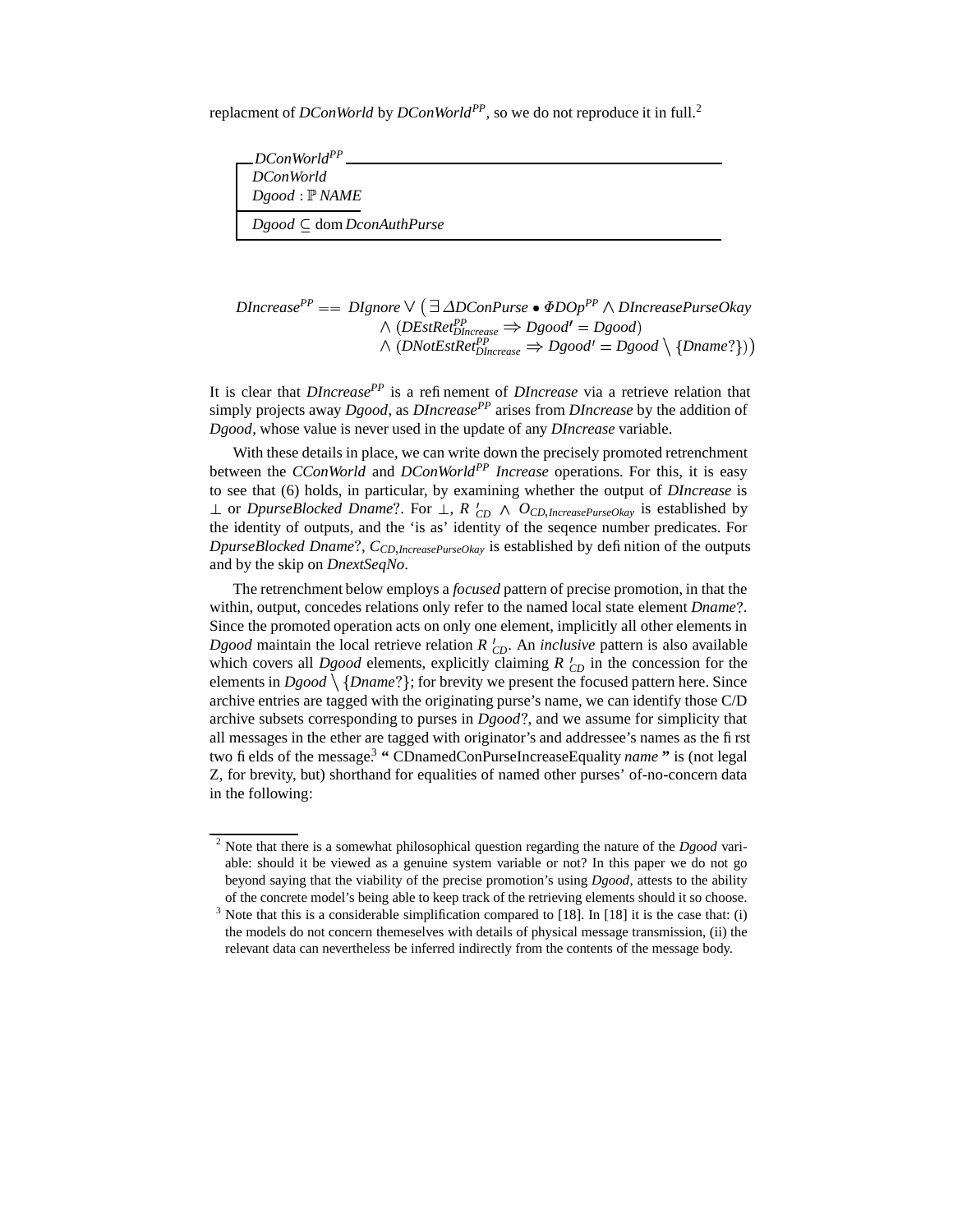replacment of *DConWorld* by $DConWorld^{PP}$, so we do not reproduce it in full.[2]

$$
\begin{array}{|l}
\hline
DConWorld^{PP} \\
\hline
DConWorld \\
Dgood : \mathbb{P}\, NAME \\
\hline
Dgood \subseteq \mathrm{dom}\, DconAuthPurse \\
\hline
\end{array}
$$

$$
\begin{aligned}
DIncrease^{PP} == DIgnore \lor \big(\exists\, \Delta DConPurse \bullet \Phi DOp^{PP} \land DIncreasePurseOkay \\
\land (DEstRet^{PP}_{DIncrease} \Rightarrow Dgood' = Dgood) \\
\land (DNotEstRet^{PP}_{DIncrease} \Rightarrow Dgood' = Dgood \setminus \{Dname?\})\big)
\end{aligned}
$$

It is clear that $DIncrease^{PP}$ is a refinement of *DIncrease* via a retrieve relation that simply projects away *Dgood*, as $DIncrease^{PP}$ arises from *DIncrease* by the addition of *Dgood*, whose value is never used in the update of any *DIncrease* variable.

With these details in place, we can write down the precisely promoted retrenchment between the *CConWorld* and $DConWorld^{PP}$ *Increase* operations. For this, it is easy to see that (6) holds, in particular, by examining whether the output of *DIncrease* is $\bot$ or *DpurseBlocked Dname*?. For $\bot$, $R\,'_{CD} \land O_{CD,IncreasePurseOkay}$ is established by the identity of outputs, and the 'is as' identity of the seqence number predicates. For *DpurseBlocked Dname*?, $C_{CD,IncreasePurseOkay}$ is established by definition of the outputs and by the skip on *DnextSeqNo*.

The retrenchment below employs a *focused* pattern of precise promotion, in that the within, output, concedes relations only refer to the named local state element *Dname*?. Since the promoted operation acts on only one element, implicitly all other elements in *Dgood* maintain the local retrieve relation $R\,'_{CD}$. An *inclusive* pattern is also available which covers all *Dgood* elements, explicitly claiming $R\,'_{CD}$ in the concession for the elements in $Dgood \setminus \{Dname?\}$; for brevity we present the focused pattern here. Since archive entries are tagged with the originating purse's name, we can identify those C/D archive subsets corresponding to purses in *Dgood*?, and we assume for simplicity that all messages in the ether are tagged with originator's and addressee's names as the first two fields of the message.[3] **"** CDnamedConPurseIncreaseEquality *name* **"** is (not legal Z, for brevity, but) shorthand for equalities of named other purses' of-no-concern data in the following:

---

[2] Note that there is a somewhat philosophical question regarding the nature of the *Dgood* variable: should it be viewed as a genuine system variable or not? In this paper we do not go beyond saying that the viability of the precise promotion's using *Dgood*, attests to the ability of the concrete model's being able to keep track of the retrieving elements should it so choose.

[3] Note that this is a considerable simplification compared to [18]. In [18] it is the case that: (i) the models do not concern themeselves with details of physical message transmission, (ii) the relevant data can nevertheless be inferred indirectly from the contents of the message body.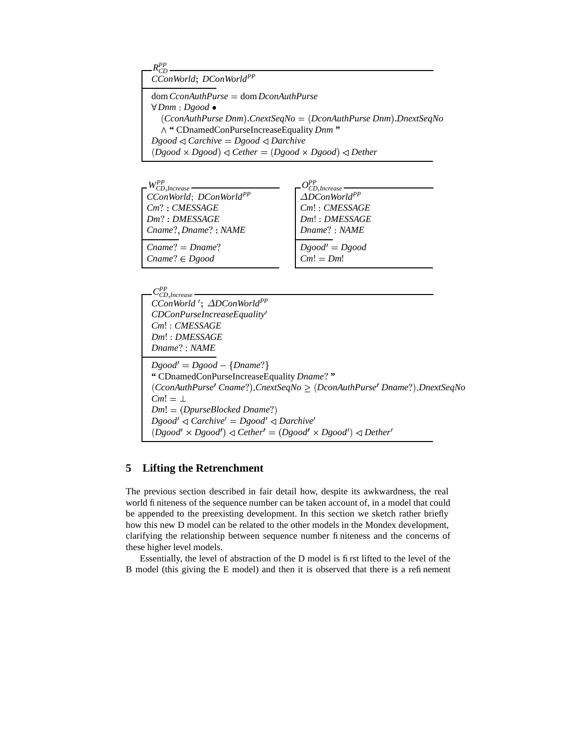$R^{PP}_{CD}$

$$
\begin{array}{l}
CConWorld;\ DConWorld^{PP} \\
\hline
\mathrm{dom}\, CconAuthPurse = \mathrm{dom}\, DconAuthPurse \\
\forall\, Dnm : Dgood \bullet \\
\quad (CconAuthPurse\ Dnm).CnextSeqNo = (DconAuthPurse\ Dnm).DnextSeqNo \\
\quad \wedge \text{ `` CDnamedConPurseIncreaseEquality } Dnm \text{ ''} \\
Dgood \lhd Carchive = Dgood \lhd Darchive \\
(Dgood \times Dgood) \lhd Cether = (Dgood \times Dgood) \lhd Dether
\end{array}
$$

$W^{PP}_{CD,Increase}$

$$
\begin{array}{l}
CConWorld;\ DConWorld^{PP} \\
Cm? : CMESSAGE \\
Dm? : DMESSAGE \\
Cname?, Dname? : NAME \\
\hline
Cname? = Dname? \\
Cname? \in Dgood
\end{array}
$$

$O^{PP}_{CD,Increase}$

$$
\begin{array}{l}
\Delta DConWorld^{PP} \\
Cm! : CMESSAGE \\
Dm! : DMESSAGE \\
Dname? : NAME \\
\hline
Dgood' = Dgood \\
Cm! = Dm!
\end{array}
$$

$C^{PP}_{CD,Increase}$

$$
\begin{array}{l}
CConWorld\,';\ \Delta DConWorld^{PP} \\
CDConPurseIncreaseEquality' \\
Cm! : CMESSAGE \\
Dm! : DMESSAGE \\
Dname? : NAME \\
\hline
Dgood' = Dgood - \{Dname?\} \\
\text{`` CDnamedConPurseIncreaseEquality } Dname? \text{ ''} \\
(CconAuthPurse'\ Cname?).CnextSeqNo \geq (DconAuthPurse'\ Dname?).DnextSeqNo \\
Cm! = \perp \\
Dm! = (DpurseBlocked\ Dname?) \\
Dgood' \lhd Carchive' = Dgood' \lhd Darchive' \\
(Dgood' \times Dgood') \lhd Cether' = (Dgood' \times Dgood') \lhd Dether'
\end{array}
$$

## 5 Lifting the Retrenchment

The previous section described in fair detail how, despite its awkwardness, the real world finiteness of the sequence number can be taken account of, in a model that could be appended to the preexisting development. In this section we sketch rather briefly how this new D model can be related to the other models in the Mondex development, clarifying the relationship between sequence number finiteness and the concerns of these higher level models.

Essentially, the level of abstraction of the D model is first lifted to the level of the B model (this giving the E model) and then it is observed that there is a refinement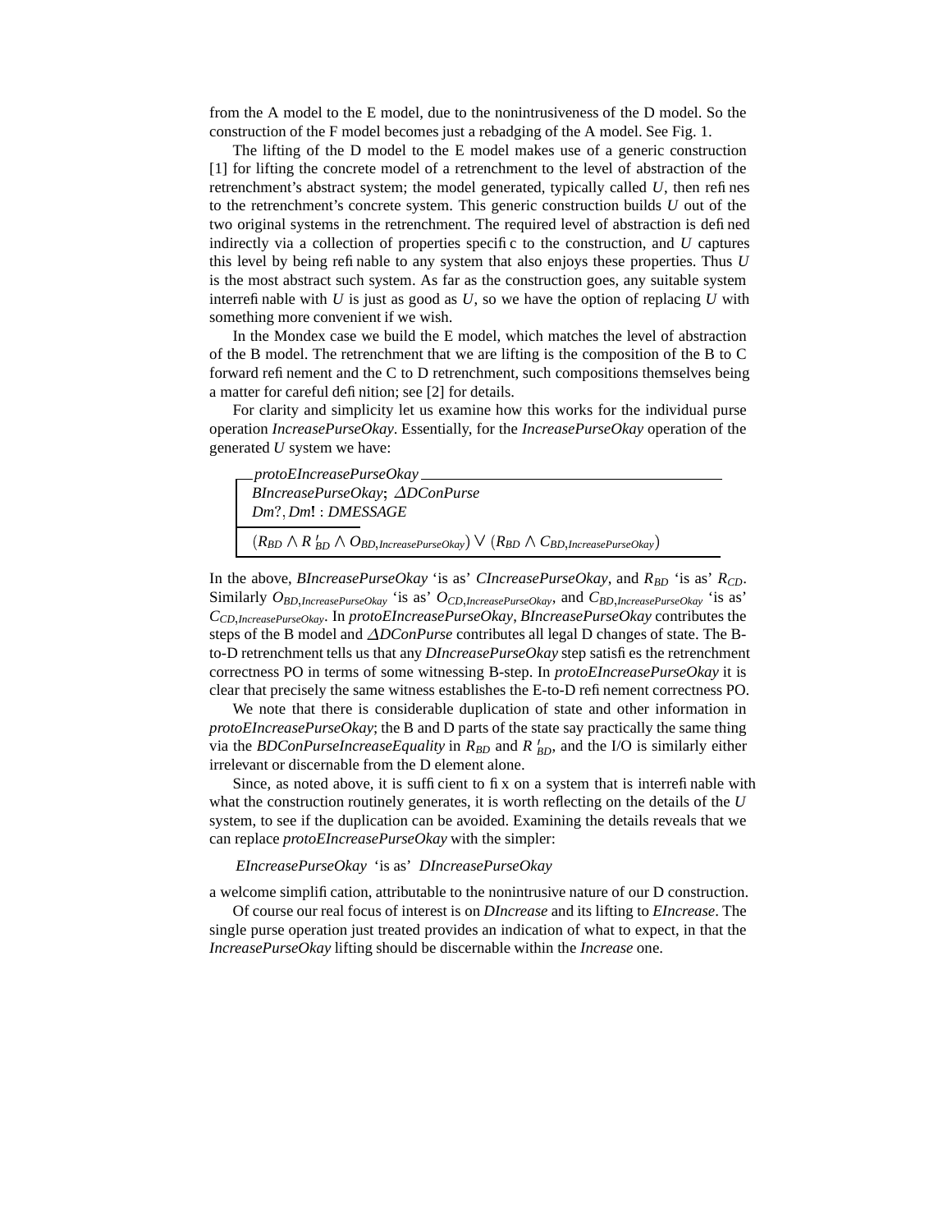from the A model to the E model, due to the nonintrusiveness of the D model. So the construction of the F model becomes just a rebadging of the A model. See Fig. 1.

The lifting of the D model to the E model makes use of a generic construction [1] for lifting the concrete model of a retrenchment to the level of abstraction of the retrenchment's abstract system; the model generated, typically called $U$, then refines to the retrenchment's concrete system. This generic construction builds $U$ out of the two original systems in the retrenchment. The required level of abstraction is defined indirectly via a collection of properties specific to the construction, and $U$ captures this level by being refinable to any system that also enjoys these properties. Thus $U$ is the most abstract such system. As far as the construction goes, any suitable system interrefinable with $U$ is just as good as $U$, so we have the option of replacing $U$ with something more convenient if we wish.

In the Mondex case we build the E model, which matches the level of abstraction of the B model. The retrenchment that we are lifting is the composition of the B to C forward refinement and the C to D retrenchment, such compositions themselves being a matter for careful definition; see [2] for details.

For clarity and simplicity let us examine how this works for the individual purse operation *IncreasePurseOkay*. Essentially, for the *IncreasePurseOkay* operation of the generated $U$ system we have:

```
┌─ protoEIncreasePurseOkay ─────────────────────────────
│ BIncreasePurseOkay; ΔDConPurse
│ Dm?, Dm! : DMESSAGE
├──────────
│ (R_BD ∧ R'_BD ∧ O_BD,IncreasePurseOkay) ∨ (R_BD ∧ C_BD,IncreasePurseOkay)
└───────────────────────────────────────────────────────
```

$$(R_{BD} \wedge R'_{BD} \wedge O_{BD,IncreasePurseOkay}) \vee (R_{BD} \wedge C_{BD,IncreasePurseOkay})$$

In the above, *BIncreasePurseOkay* 'is as' *CIncreasePurseOkay*, and $R_{BD}$ 'is as' $R_{CD}$. Similarly $O_{BD,IncreasePurseOkay}$ 'is as' $O_{CD,IncreasePurseOkay}$, and $C_{BD,IncreasePurseOkay}$ 'is as' $C_{CD,IncreasePurseOkay}$. In *protoEIncreasePurseOkay*, *BIncreasePurseOkay* contributes the steps of the B model and $\Delta$*DConPurse* contributes all legal D changes of state. The B-to-D retrenchment tells us that any *DIncreasePurseOkay* step satisfies the retrenchment correctness PO in terms of some witnessing B-step. In *protoEIncreasePurseOkay* it is clear that precisely the same witness establishes the E-to-D refinement correctness PO.

We note that there is considerable duplication of state and other information in *protoEIncreasePurseOkay*; the B and D parts of the state say practically the same thing via the *BDConPurseIncreaseEquality* in $R_{BD}$ and $R'_{BD}$, and the I/O is similarly either irrelevant or discernable from the D element alone.

Since, as noted above, it is sufficient to fix on a system that is interrefinable with what the construction routinely generates, it is worth reflecting on the details of the $U$ system, to see if the duplication can be avoided. Examining the details reveals that we can replace *protoEIncreasePurseOkay* with the simpler:

*EIncreasePurseOkay* 'is as' *DIncreasePurseOkay*

a welcome simplification, attributable to the nonintrusive nature of our D construction.

Of course our real focus of interest is on *DIncrease* and its lifting to *EIncrease*. The single purse operation just treated provides an indication of what to expect, in that the *IncreasePurseOkay* lifting should be discernable within the *Increase* one.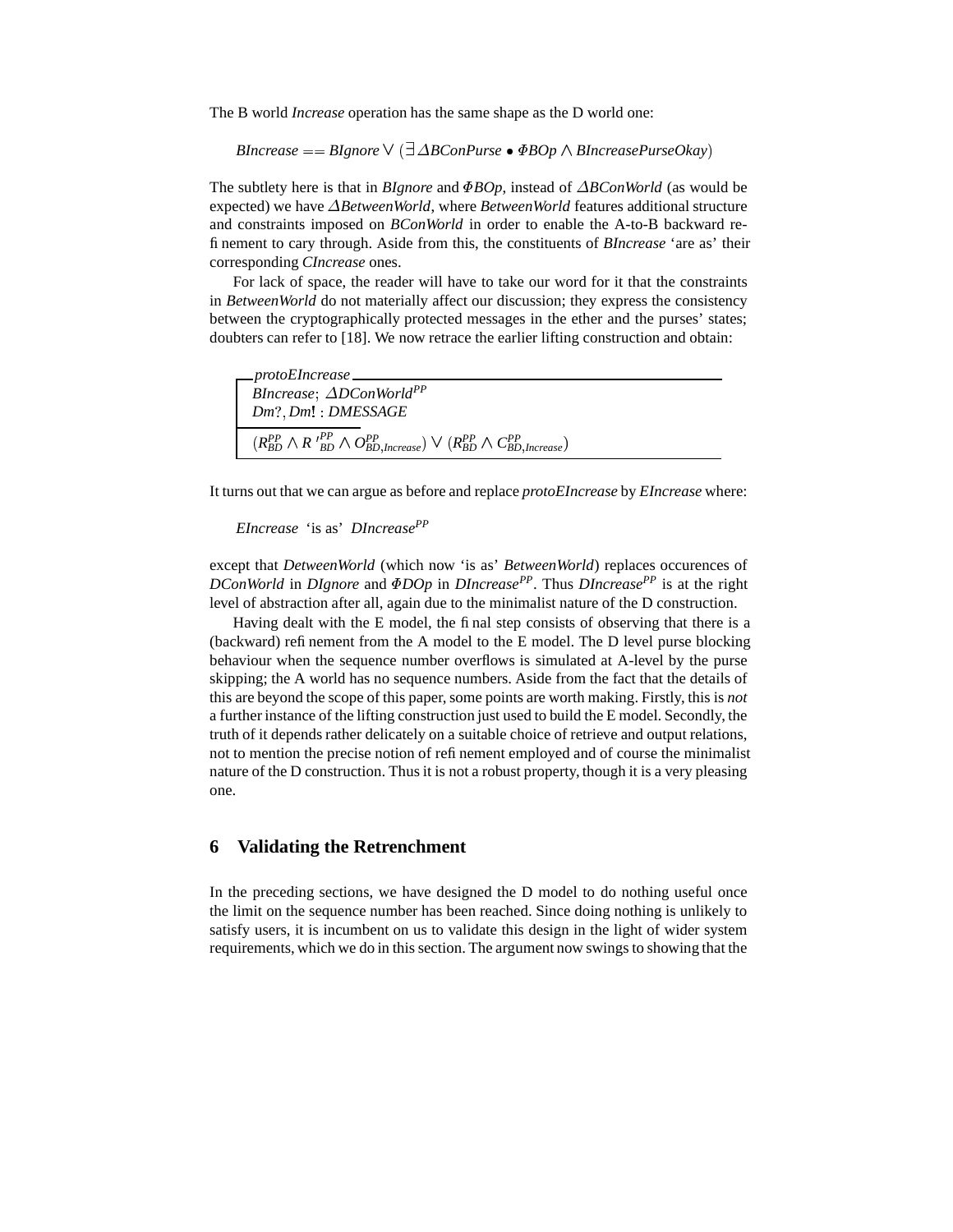The B world *Increase* operation has the same shape as the D world one:

$$BIncrease == BIgnore \lor (\exists \Delta BConPurse \bullet \Phi BOp \land BIncreasePurseOkay)$$

The subtlety here is that in *BIgnore* and $\Phi BOp$, instead of $\Delta BConWorld$ (as would be expected) we have $\Delta BetweenWorld$, where *BetweenWorld* features additional structure and constraints imposed on *BConWorld* in order to enable the A-to-B backward refinement to cary through. Aside from this, the constituents of *BIncrease* 'are as' their corresponding *CIncrease* ones.

For lack of space, the reader will have to take our word for it that the constraints in *BetweenWorld* do not materially affect our discussion; they express the consistency between the cryptographically protected messages in the ether and the purses' states; doubters can refer to [18]. We now retrace the earlier lifting construction and obtain:

```
protoEIncrease
─────────────────────────────────────────────
BIncrease; ΔDConWorld^PP
Dm?, Dm! : DMESSAGE
─────────────────────────────────────────────
(R^PP_BD ∧ R'^PP_BD ∧ O^PP_BD,Increase) ∨ (R^PP_BD ∧ C^PP_BD,Increase)
```

$$
\begin{array}{l}
\textit{protoEIncrease} \\
\hline
BIncrease;\ \Delta DConWorld^{PP} \\
Dm?, Dm! : DMESSAGE \\
\hline
(R^{PP}_{BD} \land R'^{PP}_{BD} \land O^{PP}_{BD,Increase}) \lor (R^{PP}_{BD} \land C^{PP}_{BD,Increase})
\end{array}
$$

It turns out that we can argue as before and replace *protoEIncrease* by *EIncrease* where:

$EIncrease$ 'is as' $DIncrease^{PP}$

except that *DetweenWorld* (which now 'is as' *BetweenWorld*) replaces occurences of *DConWorld* in *DIgnore* and $\Phi DOp$ in $DIncrease^{PP}$. Thus $DIncrease^{PP}$ is at the right level of abstraction after all, again due to the minimalist nature of the D construction.

Having dealt with the E model, the final step consists of observing that there is a (backward) refinement from the A model to the E model. The D level purse blocking behaviour when the sequence number overflows is simulated at A-level by the purse skipping; the A world has no sequence numbers. Aside from the fact that the details of this are beyond the scope of this paper, some points are worth making. Firstly, this is *not* a further instance of the lifting construction just used to build the E model. Secondly, the truth of it depends rather delicately on a suitable choice of retrieve and output relations, not to mention the precise notion of refinement employed and of course the minimalist nature of the D construction. Thus it is not a robust property, though it is a very pleasing one.

## 6 Validating the Retrenchment

In the preceding sections, we have designed the D model to do nothing useful once the limit on the sequence number has been reached. Since doing nothing is unlikely to satisfy users, it is incumbent on us to validate this design in the light of wider system requirements, which we do in this section. The argument now swings to showing that the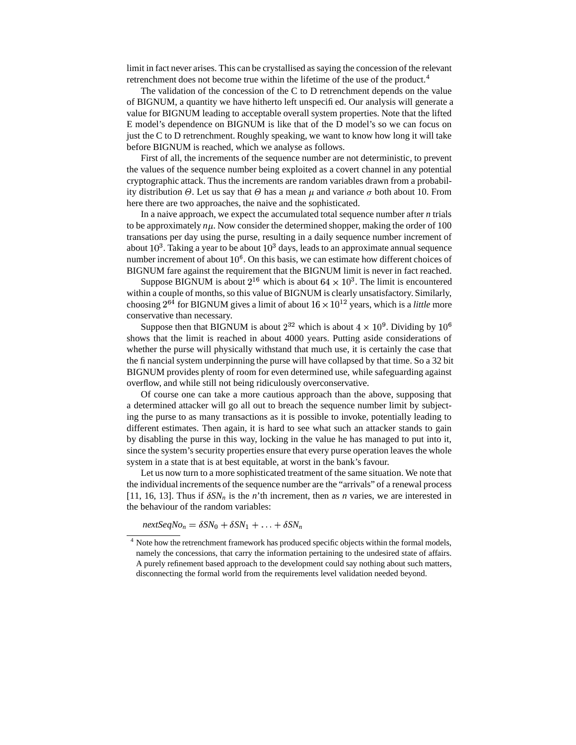limit in fact never arises. This can be crystallised as saying the concession of the relevant retrenchment does not become true within the lifetime of the use of the product.[4]

The validation of the concession of the C to D retrenchment depends on the value of BIGNUM, a quantity we have hitherto left unspecified. Our analysis will generate a value for BIGNUM leading to acceptable overall system properties. Note that the lifted E model's dependence on BIGNUM is like that of the D model's so we can focus on just the C to D retrenchment. Roughly speaking, we want to know how long it will take before BIGNUM is reached, which we analyse as follows.

First of all, the increments of the sequence number are not deterministic, to prevent the values of the sequence number being exploited as a covert channel in any potential cryptographic attack. Thus the increments are random variables drawn from a probability distribution $\Theta$. Let us say that $\Theta$ has a mean $\mu$ and variance $\sigma$ both about 10. From here there are two approaches, the naive and the sophisticated.

In a naive approach, we expect the accumulated total sequence number after $n$ trials to be approximately $n\mu$. Now consider the determined shopper, making the order of 100 transations per day using the purse, resulting in a daily sequence number increment of about $10^3$. Taking a year to be about $10^3$ days, leads to an approximate annual sequence number increment of about $10^6$. On this basis, we can estimate how different choices of BIGNUM fare against the requirement that the BIGNUM limit is never in fact reached.

Suppose BIGNUM is about $2^{16}$ which is about $64 \times 10^3$. The limit is encountered within a couple of months, so this value of BIGNUM is clearly unsatisfactory. Similarly, choosing $2^{64}$ for BIGNUM gives a limit of about $16 \times 10^{12}$ years, which is a *little* more conservative than necessary.

Suppose then that BIGNUM is about $2^{32}$ which is about $4 \times 10^9$. Dividing by $10^6$ shows that the limit is reached in about 4000 years. Putting aside considerations of whether the purse will physically withstand that much use, it is certainly the case that the financial system underpinning the purse will have collapsed by that time. So a 32 bit BIGNUM provides plenty of room for even determined use, while safeguarding against overflow, and while still not being ridiculously overconservative.

Of course one can take a more cautious approach than the above, supposing that a determined attacker will go all out to breach the sequence number limit by subjecting the purse to as many transactions as it is possible to invoke, potentially leading to different estimates. Then again, it is hard to see what such an attacker stands to gain by disabling the purse in this way, locking in the value he has managed to put into it, since the system's security properties ensure that every purse operation leaves the whole system in a state that is at best equitable, at worst in the bank's favour.

Let us now turn to a more sophisticated treatment of the same situation. We note that the individual increments of the sequence number are the "arrivals" of a renewal process [11, 16, 13]. Thus if $\delta SN_n$ is the $n$'th increment, then as $n$ varies, we are interested in the behaviour of the random variables:

$$nextSeqNo_n = \delta SN_0 + \delta SN_1 + \ldots + \delta SN_n$$

[4] Note how the retrenchment framework has produced specific objects within the formal models, namely the concessions, that carry the information pertaining to the undesired state of affairs. A purely refinement based approach to the development could say nothing about such matters, disconnecting the formal world from the requirements level validation needed beyond.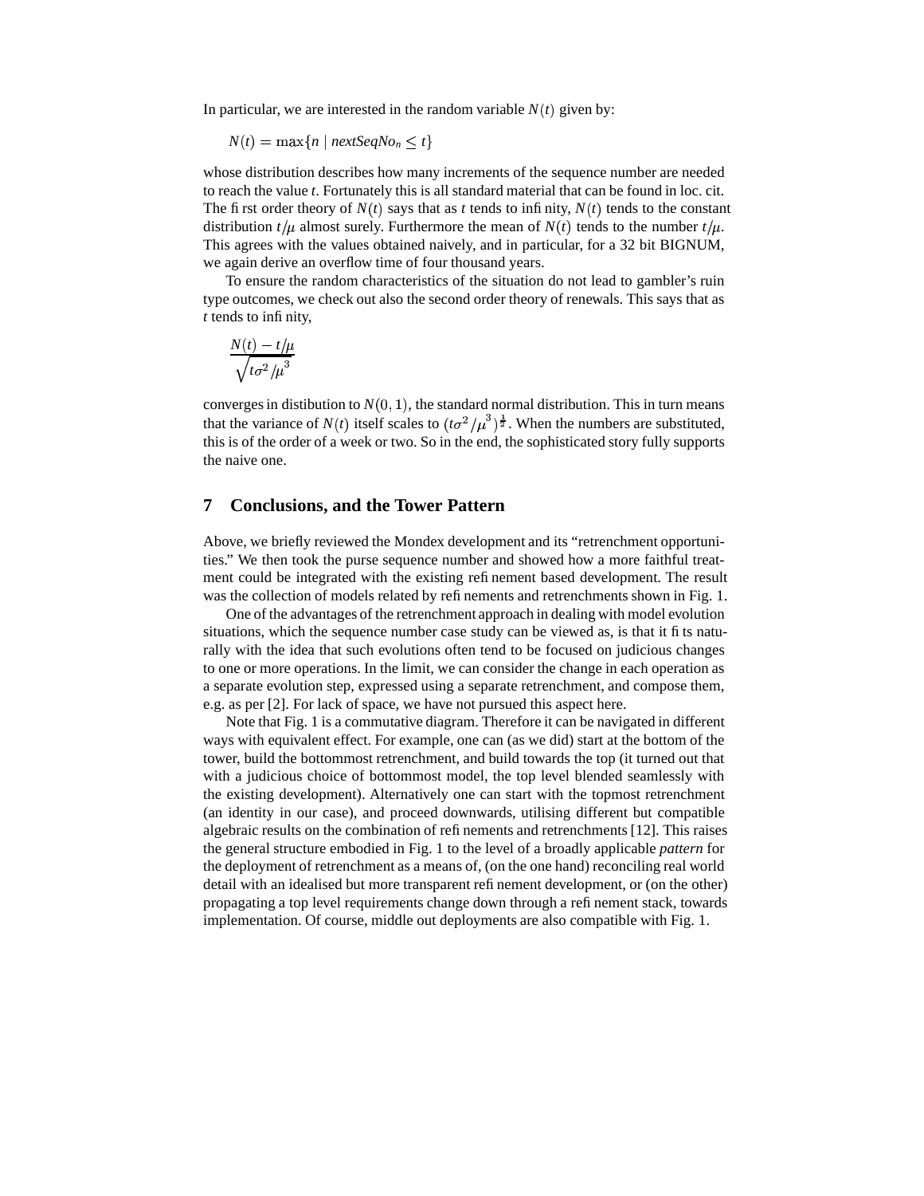In particular, we are interested in the random variable $N(t)$ given by:

$$N(t) = \max\{n \mid \mathit{nextSeqNo}_n \leq t\}$$

whose distribution describes how many increments of the sequence number are needed to reach the value $t$. Fortunately this is all standard material that can be found in loc. cit. The first order theory of $N(t)$ says that as $t$ tends to infinity, $N(t)$ tends to the constant distribution $t/\mu$ almost surely. Furthermore the mean of $N(t)$ tends to the number $t/\mu$. This agrees with the values obtained naively, and in particular, for a 32 bit BIGNUM, we again derive an overflow time of four thousand years.

To ensure the random characteristics of the situation do not lead to gambler's ruin type outcomes, we check out also the second order theory of renewals. This says that as $t$ tends to infinity,

$$\frac{N(t) - t/\mu}{\sqrt{t\sigma^2/\mu^3}}$$

converges in distibution to $N(0,1)$, the standard normal distribution. This in turn means that the variance of $N(t)$ itself scales to $(t\sigma^2/\mu^3)^{\frac{1}{2}}$. When the numbers are substituted, this is of the order of a week or two. So in the end, the sophisticated story fully supports the naive one.

## 7 Conclusions, and the Tower Pattern

Above, we briefly reviewed the Mondex development and its "retrenchment opportunities." We then took the purse sequence number and showed how a more faithful treatment could be integrated with the existing refinement based development. The result was the collection of models related by refinements and retrenchments shown in Fig. 1.

One of the advantages of the retrenchment approach in dealing with model evolution situations, which the sequence number case study can be viewed as, is that it fits naturally with the idea that such evolutions often tend to be focused on judicious changes to one or more operations. In the limit, we can consider the change in each operation as a separate evolution step, expressed using a separate retrenchment, and compose them, e.g. as per [2]. For lack of space, we have not pursued this aspect here.

Note that Fig. 1 is a commutative diagram. Therefore it can be navigated in different ways with equivalent effect. For example, one can (as we did) start at the bottom of the tower, build the bottommost retrenchment, and build towards the top (it turned out that with a judicious choice of bottommost model, the top level blended seamlessly with the existing development). Alternatively one can start with the topmost retrenchment (an identity in our case), and proceed downwards, utilising different but compatible algebraic results on the combination of refinements and retrenchments [12]. This raises the general structure embodied in Fig. 1 to the level of a broadly applicable *pattern* for the deployment of retrenchment as a means of, (on the one hand) reconciling real world detail with an idealised but more transparent refinement development, or (on the other) propagating a top level requirements change down through a refinement stack, towards implementation. Of course, middle out deployments are also compatible with Fig. 1.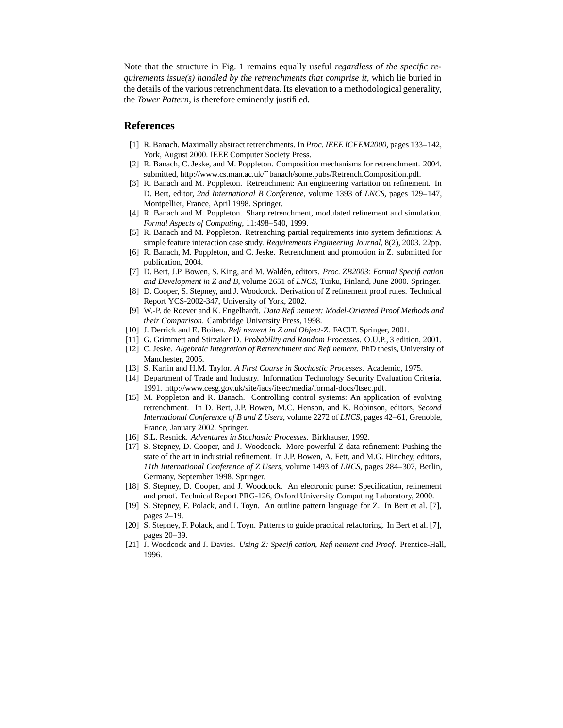Note that the structure in Fig. 1 remains equally useful *regardless of the specific requirements issue(s) handled by the retrenchments that comprise it*, which lie buried in the details of the various retrenchment data. Its elevation to a methodological generality, the *Tower Pattern*, is therefore eminently justified.

## References

[1] R. Banach. Maximally abstract retrenchments. In *Proc. IEEE ICFEM2000*, pages 133–142, York, August 2000. IEEE Computer Society Press.

[2] R. Banach, C. Jeske, and M. Poppleton. Composition mechanisms for retrenchment. 2004. submitted, http://www.cs.man.ac.uk/˜banach/some.pubs/Retrench.Composition.pdf.

[3] R. Banach and M. Poppleton. Retrenchment: An engineering variation on refinement. In D. Bert, editor, *2nd International B Conference*, volume 1393 of *LNCS*, pages 129–147, Montpellier, France, April 1998. Springer.

[4] R. Banach and M. Poppleton. Sharp retrenchment, modulated refinement and simulation. *Formal Aspects of Computing*, 11:498–540, 1999.

[5] R. Banach and M. Poppleton. Retrenching partial requirements into system definitions: A simple feature interaction case study. *Requirements Engineering Journal*, 8(2), 2003. 22pp.

[6] R. Banach, M. Poppleton, and C. Jeske. Retrenchment and promotion in Z. submitted for publication, 2004.

[7] D. Bert, J.P. Bowen, S. King, and M. Waldén, editors. *Proc. ZB2003: Formal Specification and Development in Z and B*, volume 2651 of *LNCS*, Turku, Finland, June 2000. Springer.

[8] D. Cooper, S. Stepney, and J. Woodcock. Derivation of Z refinement proof rules. Technical Report YCS-2002-347, University of York, 2002.

[9] W.-P. de Roever and K. Engelhardt. *Data Refinement: Model-Oriented Proof Methods and their Comparison*. Cambridge University Press, 1998.

[10] J. Derrick and E. Boiten. *Refinement in Z and Object-Z*. FACIT. Springer, 2001.

[11] G. Grimmett and Stirzaker D. *Probability and Random Processes*. O.U.P., 3 edition, 2001.

[12] C. Jeske. *Algebraic Integration of Retrenchment and Refinement*. PhD thesis, University of Manchester, 2005.

[13] S. Karlin and H.M. Taylor. *A First Course in Stochastic Processes*. Academic, 1975.

[14] Department of Trade and Industry. Information Technology Security Evaluation Criteria, 1991. http://www.cesg.gov.uk/site/iacs/itsec/media/formal-docs/Itsec.pdf.

[15] M. Poppleton and R. Banach. Controlling control systems: An application of evolving retrenchment. In D. Bert, J.P. Bowen, M.C. Henson, and K. Robinson, editors, *Second International Conference of B and Z Users*, volume 2272 of *LNCS*, pages 42–61, Grenoble, France, January 2002. Springer.

[16] S.L. Resnick. *Adventures in Stochastic Processes*. Birkhauser, 1992.

[17] S. Stepney, D. Cooper, and J. Woodcock. More powerful Z data refinement: Pushing the state of the art in industrial refinement. In J.P. Bowen, A. Fett, and M.G. Hinchey, editors, *11th International Conference of Z Users*, volume 1493 of *LNCS*, pages 284–307, Berlin, Germany, September 1998. Springer.

[18] S. Stepney, D. Cooper, and J. Woodcock. An electronic purse: Specification, refinement and proof. Technical Report PRG-126, Oxford University Computing Laboratory, 2000.

[19] S. Stepney, F. Polack, and I. Toyn. An outline pattern language for Z. In Bert et al. [7], pages 2–19.

[20] S. Stepney, F. Polack, and I. Toyn. Patterns to guide practical refactoring. In Bert et al. [7], pages 20–39.

[21] J. Woodcock and J. Davies. *Using Z: Specification, Refinement and Proof*. Prentice-Hall, 1996.